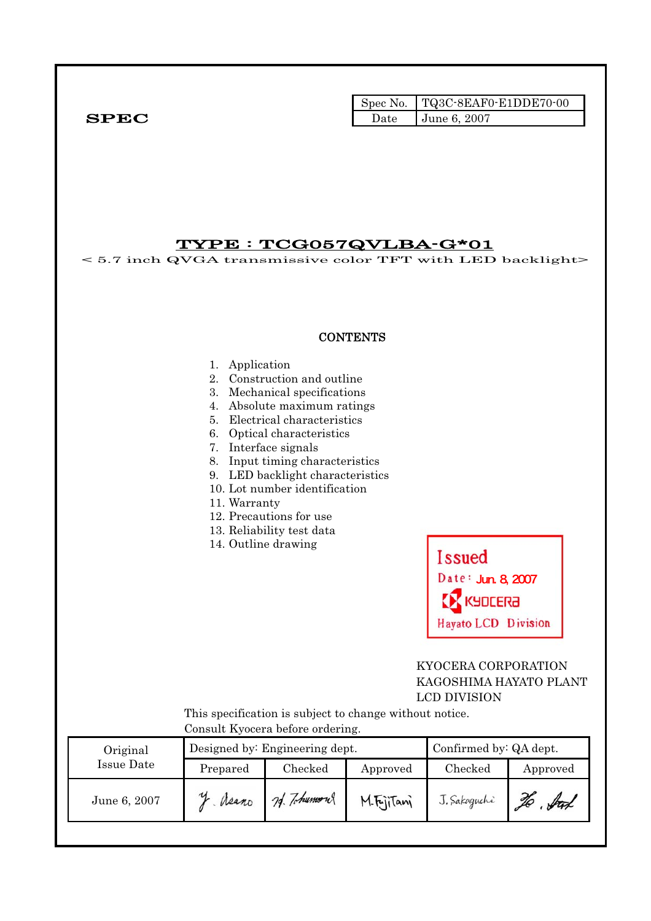SPEC

| Spec No. | TQ3C-8EAF0-E1DDE70-00 |
|---|---|
| Date | June 6, 2007 |

# TYPE : TCG057QVLBA-G*01

< 5.7 inch QVGA transmissive color TFT with LED backlight>

## CONTENTS

1. Application
2. Construction and outline
3. Mechanical specifications
4. Absolute maximum ratings
5. Electrical characteristics
6. Optical characteristics
7. Interface signals
8. Input timing characteristics
9. LED backlight characteristics
10. Lot number identification
11. Warranty
12. Precautions for use
13. Reliability test data
14. Outline drawing

Issued
Date : Jun. 8, 2007
KYOCERA
Hayato LCD Division

KYOCERA CORPORATION
KAGOSHIMA HAYATO PLANT
LCD DIVISION

This specification is subject to change without notice.
Consult Kyocera before ordering.

| Original Issue Date | Designed by: Engineering dept. | | | Confirmed by: QA dept. | |
|---|---|---|---|---|---|
| | Prepared | Checked | Approved | Checked | Approved |
| June 6, 2007 | Y. Asano | H. Tokumoto | M. Fujitani | J. Sakaguchi | Ho. Sud |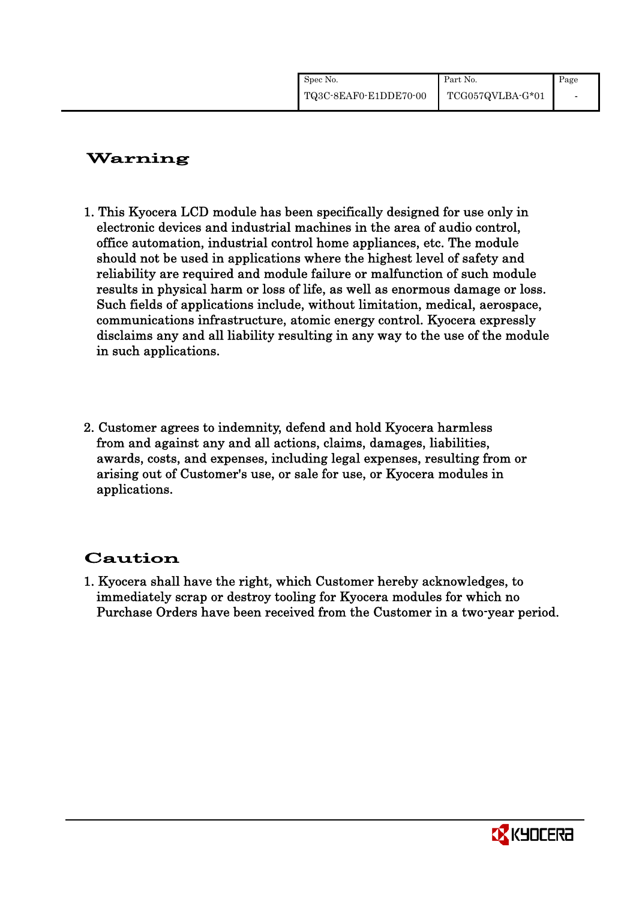## Warning

1. This Kyocera LCD module has been specifically designed for use only in electronic devices and industrial machines in the area of audio control, office automation, industrial control home appliances, etc. The module should not be used in applications where the highest level of safety and reliability are required and module failure or malfunction of such module results in physical harm or loss of life, as well as enormous damage or loss. Such fields of applications include, without limitation, medical, aerospace, communications infrastructure, atomic energy control. Kyocera expressly disclaims any and all liability resulting in any way to the use of the module in such applications.

2. Customer agrees to indemnity, defend and hold Kyocera harmless from and against any and all actions, claims, damages, liabilities, awards, costs, and expenses, including legal expenses, resulting from or arising out of Customer's use, or sale for use, or Kyocera modules in applications.

## Caution

1. Kyocera shall have the right, which Customer hereby acknowledges, to immediately scrap or destroy tooling for Kyocera modules for which no Purchase Orders have been received from the Customer in a two-year period.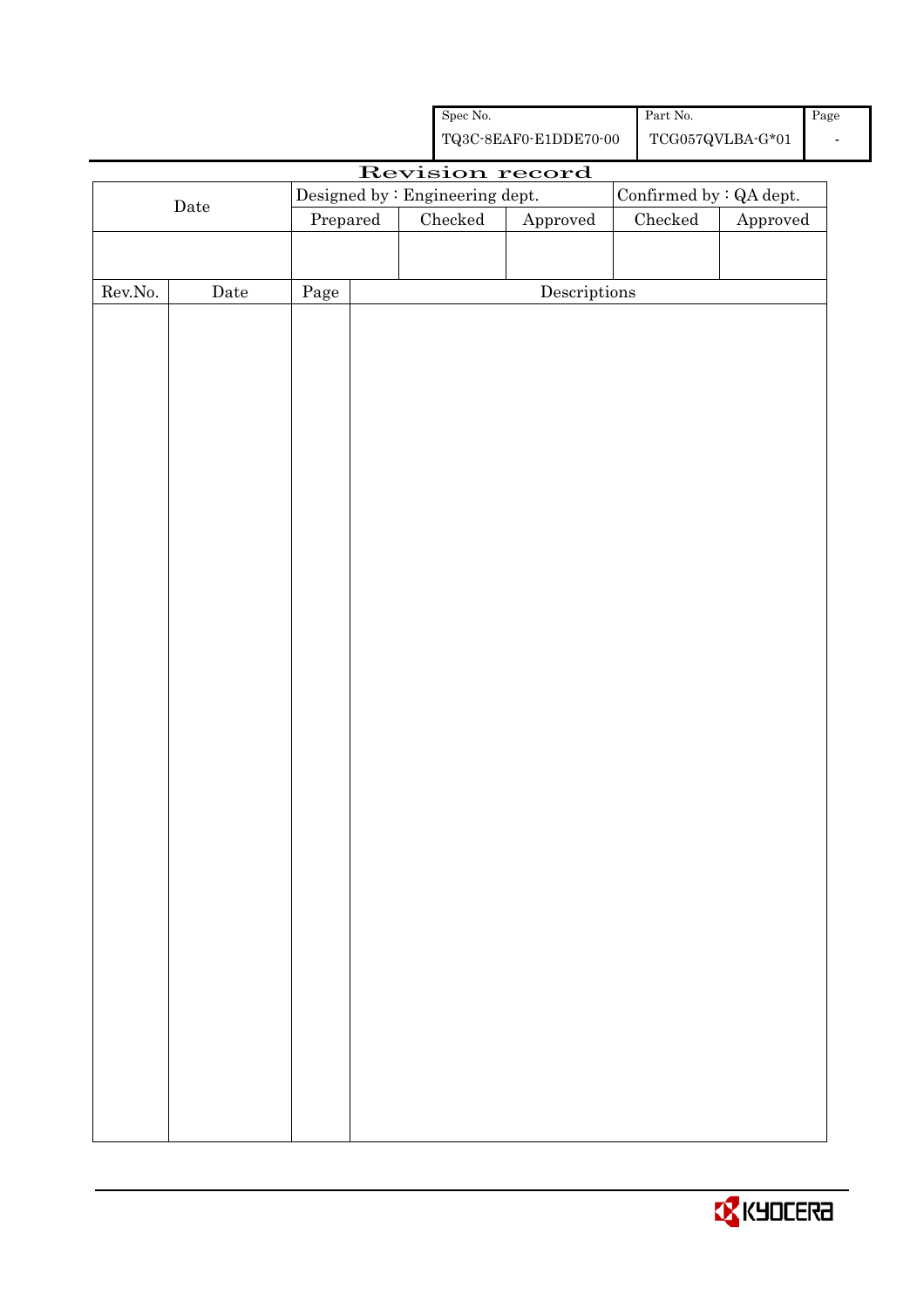| Spec No. | Part No. | Page |
|---|---|---|
| TQ3C-8EAF0-E1DDE70-00 | TCG057QVLBA-G*01 | - |

# Revision record

| Date | Designed by : Engineering dept. | | | Confirmed by : QA dept. | |
|---|---|---|---|---|---|
| | Prepared | Checked | Approved | Checked | Approved |
| | | | | | |

| Rev.No. | Date | Page | Descriptions |
|---|---|---|---|
| | | | |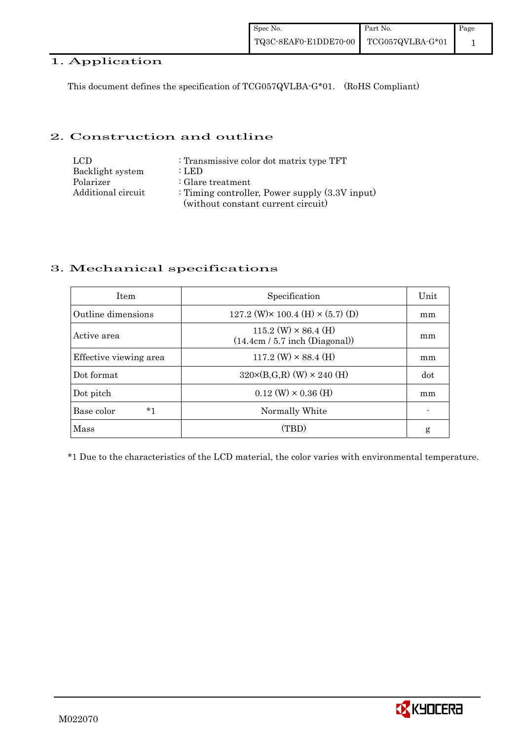# 1. Application

This document defines the specification of TCG057QVLBA-G*01.　(RoHS Compliant)

# 2. Construction and outline

LCD　　　　　　　: Transmissive color dot matrix type TFT
Backlight system　　: LED
Polarizer　　　　　: Glare treatment
Additional circuit　 : Timing controller, Power supply (3.3V input)
　　　　　　　　　　(without constant current circuit)

# 3. Mechanical specifications

| Item | Specification | Unit |
|---|---|---|
| Outline dimensions | 127.2 (W)× 100.4 (H) × (5.7) (D) | mm |
| Active area | 115.2 (W) × 86.4 (H) (14.4cm / 5.7 inch (Diagonal)) | mm |
| Effective viewing area | 117.2 (W) × 88.4 (H) | mm |
| Dot format | 320×(B,G,R) (W) × 240 (H) | dot |
| Dot pitch | 0.12 (W) × 0.36 (H) | mm |
| Base color　　*1 | Normally White | - |
| Mass | (TBD) | g |

*1 Due to the characteristics of the LCD material, the color varies with environmental temperature.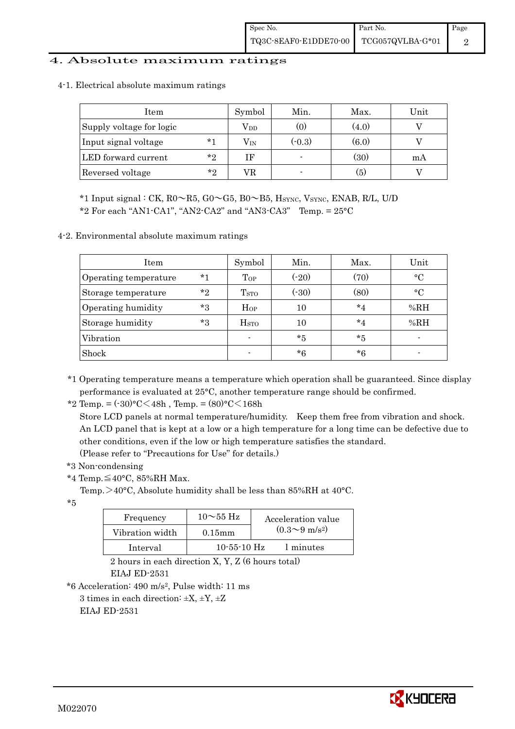# 4. Absolute maximum ratings

## 4-1. Electrical absolute maximum ratings

| Item | | Symbol | Min. | Max. | Unit |
|---|---|---|---|---|---|
| Supply voltage for logic | | $V_{DD}$ | (0) | (4.0) | V |
| Input signal voltage | *1 | $V_{IN}$ | (-0.3) | (6.0) | V |
| LED forward current | *2 | IF | - | (30) | mA |
| Reversed voltage | *2 | VR | - | (5) | V |

*1 Input signal : CK, R0～R5, G0～G5, B0～B5, $H_{SYNC}$, $V_{SYNC}$, ENAB, R/L, U/D

*2 For each "AN1-CA1", "AN2-CA2" and "AN3-CA3"　Temp. = 25°C

## 4-2. Environmental absolute maximum ratings

| Item | | Symbol | Min. | Max. | Unit |
|---|---|---|---|---|---|
| Operating temperature | *1 | $T_{OP}$ | (-20) | (70) | °C |
| Storage temperature | *2 | $T_{STO}$ | (-30) | (80) | °C |
| Operating humidity | *3 | $H_{OP}$ | 10 | *4 | %RH |
| Storage humidity | *3 | $H_{STO}$ | 10 | *4 | %RH |
| Vibration | | - | *5 | *5 | - |
| Shock | | - | *6 | *6 | - |

*1 Operating temperature means a temperature which operation shall be guaranteed. Since display performance is evaluated at 25°C, another temperature range should be confirmed.

*2 Temp. = (-30)°C＜48h , Temp. = (80)°C＜168h

Store LCD panels at normal temperature/humidity.　Keep them free from vibration and shock.
An LCD panel that is kept at a low or a high temperature for a long time can be defective due to other conditions, even if the low or high temperature satisfies the standard.
(Please refer to "Precautions for Use" for details.)

*3 Non-condensing

*4 Temp.≦40°C, 85%RH Max.

Temp.＞40°C, Absolute humidity shall be less than 85%RH at 40°C.

*5

| Frequency | 10～55 Hz | Acceleration value ($0.3～9\ m/s^2$) |
|---|---|---|
| Vibration width | 0.15mm | |
| Interval | 10-55-10 Hz | 1 minutes |

2 hours in each direction X, Y, Z (6 hours total)
EIAJ ED-2531

*6 Acceleration: $490\ m/s^2$, Pulse width: 11 ms
3 times in each direction: ±X, ±Y, ±Z
EIAJ ED-2531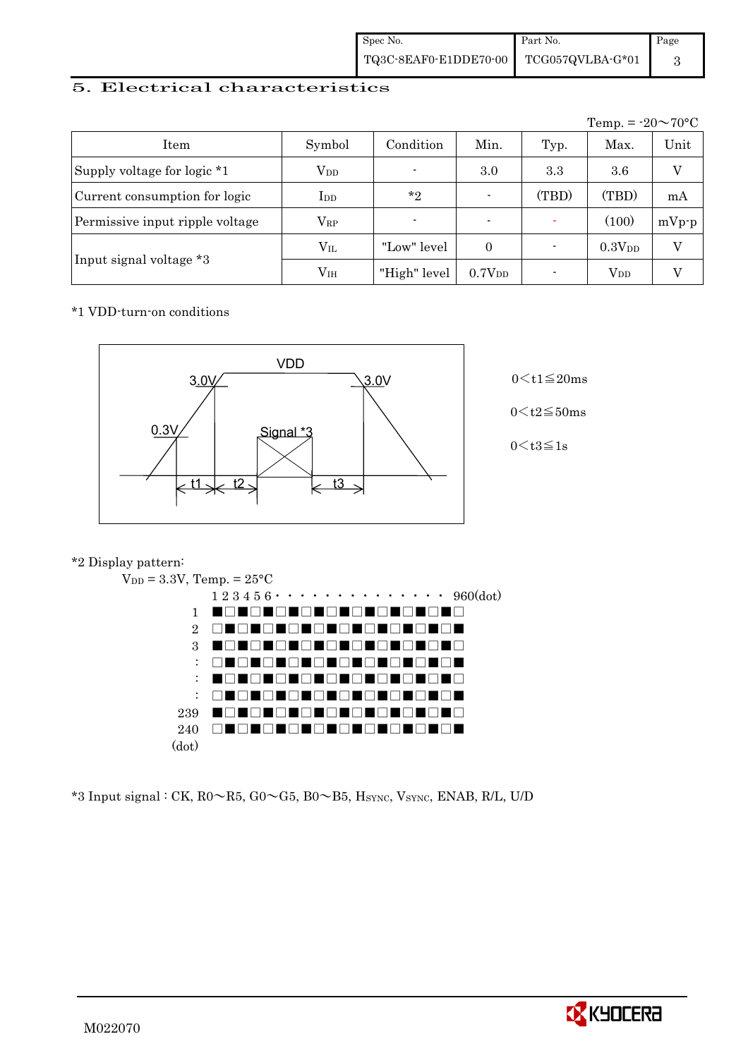## 5. Electrical characteristics

Temp. = -20～70°C

| Item | Symbol | Condition | Min. | Typ. | Max. | Unit |
|---|---|---|---|---|---|---|
| Supply voltage for logic *1 | $V_{DD}$ | - | 3.0 | 3.3 | 3.6 | V |
| Current consumption for logic | $I_{DD}$ | *2 | - | (TBD) | (TBD) | mA |
| Permissive input ripple voltage | $V_{RP}$ | - | - | - | (100) | mVp-p |
| Input signal voltage *3 | $V_{IL}$ | "Low" level | 0 | - | $0.3V_{DD}$ | V |
| | $V_{IH}$ | "High" level | $0.7V_{DD}$ | - | $V_{DD}$ | V |

*1 VDD-turn-on conditions

VDD, 3.0V, 0.3V, Signal *3, t1, t2, t3

0＜t1≦20ms

0＜t2≦50ms

0＜t3≦1s

*2 Display pattern:

$V_{DD}$ = 3.3V, Temp. = 25°C

```
      1 2 3 4 5 6 · · · · · · · · · · · · · · 960(dot)
  1   ■□■□■□■□■□■□■□■□■□■□
  2   □■□■□■□■□■□■□■□■□■□■
  3   ■□■□■□■□■□■□■□■□■□■□
  :   □■□■□■□■□■□■□■□■□■□■
  :   ■□■□■□■□■□■□■□■□■□■□
  :   □■□■□■□■□■□■□■□■□■□■
239   ■□■□■□■□■□■□■□■□■□■□
240   □■□■□■□■□■□■□■□■□■□■
(dot)
```

*3 Input signal : CK, R0～R5, G0～G5, B0～B5, $H_{SYNC}$, $V_{SYNC}$, ENAB, R/L, U/D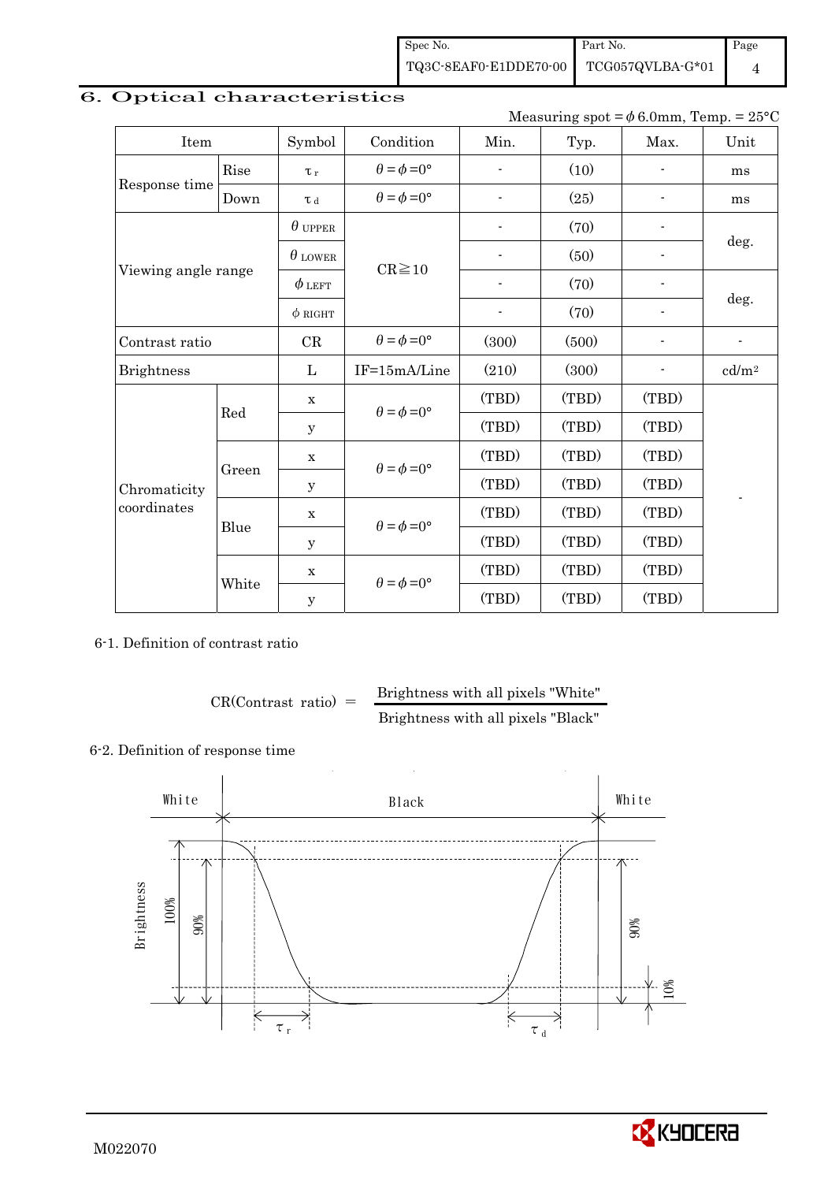## 6. Optical characteristics

Measuring spot = $\phi$ 6.0mm, Temp. = 25°C

| Item | | Symbol | Condition | Min. | Typ. | Max. | Unit |
|---|---|---|---|---|---|---|---|
| Response time | Rise | $\tau_r$ | $\theta = \phi = 0°$ | - | (10) | - | ms |
| | Down | $\tau_d$ | $\theta = \phi = 0°$ | - | (25) | - | ms |
| Viewing angle range | | $\theta_{UPPER}$ | CR≧10 | - | (70) | - | deg. |
| | | $\theta_{LOWER}$ | | - | (50) | - | |
| | | $\phi_{LEFT}$ | | - | (70) | - | deg. |
| | | $\phi_{RIGHT}$ | | - | (70) | - | |
| Contrast ratio | | CR | $\theta = \phi = 0°$ | (300) | (500) | - | - |
| Brightness | | L | IF=15mA/Line | (210) | (300) | - | cd/m² |
| Chromaticity coordinates | Red | x | $\theta = \phi = 0°$ | (TBD) | (TBD) | (TBD) | - |
| | | y | | (TBD) | (TBD) | (TBD) | |
| | Green | x | $\theta = \phi = 0°$ | (TBD) | (TBD) | (TBD) | |
| | | y | | (TBD) | (TBD) | (TBD) | |
| | Blue | x | $\theta = \phi = 0°$ | (TBD) | (TBD) | (TBD) | |
| | | y | | (TBD) | (TBD) | (TBD) | |
| | White | x | $\theta = \phi = 0°$ | (TBD) | (TBD) | (TBD) | |
| | | y | | (TBD) | (TBD) | (TBD) | |

6-1. Definition of contrast ratio

$$\text{CR(Contrast ratio)} = \frac{\text{Brightness with all pixels "White"}}{\text{Brightness with all pixels "Black"}}$$

6-2. Definition of response time

White Black White

Brightness 100% 90% 90% 10%

$\tau_r$ $\tau_d$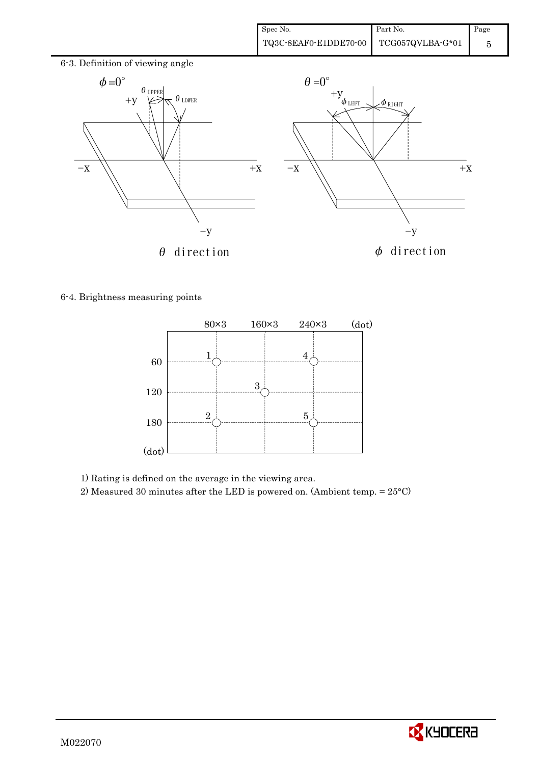6-3. Definition of viewing angle

$\theta$ direction

$\phi$ direction

6-4. Brightness measuring points

1) Rating is defined on the average in the viewing area.

2) Measured 30 minutes after the LED is powered on. (Ambient temp. = 25°C)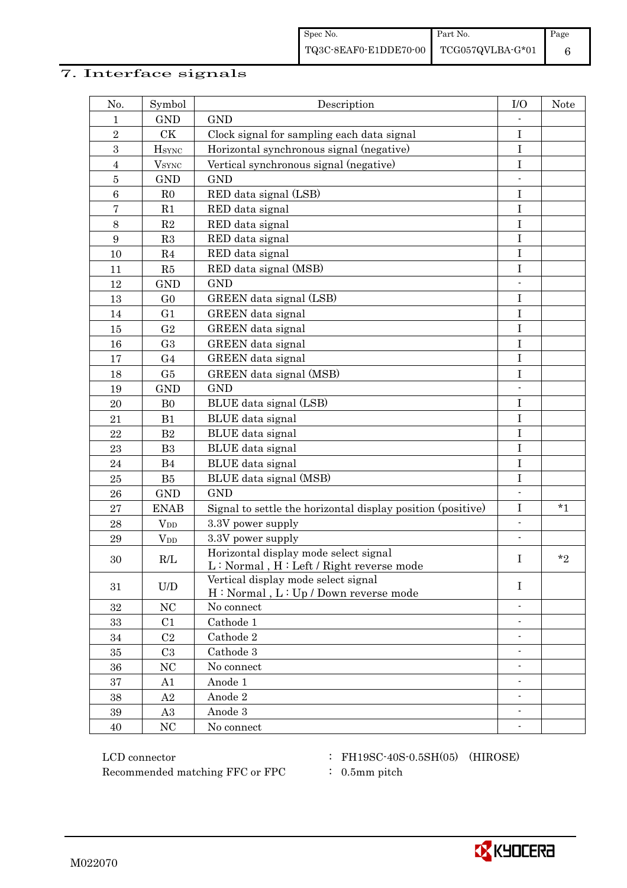# 7. Interface signals

| No. | Symbol | Description | I/O | Note |
|---|---|---|---|---|
| 1 | GND | GND | - | |
| 2 | CK | Clock signal for sampling each data signal | I | |
| 3 | $H_{SYNC}$ | Horizontal synchronous signal (negative) | I | |
| 4 | $V_{SYNC}$ | Vertical synchronous signal (negative) | I | |
| 5 | GND | GND | - | |
| 6 | R0 | RED data signal (LSB) | I | |
| 7 | R1 | RED data signal | I | |
| 8 | R2 | RED data signal | I | |
| 9 | R3 | RED data signal | I | |
| 10 | R4 | RED data signal | I | |
| 11 | R5 | RED data signal (MSB) | I | |
| 12 | GND | GND | - | |
| 13 | G0 | GREEN data signal (LSB) | I | |
| 14 | G1 | GREEN data signal | I | |
| 15 | G2 | GREEN data signal | I | |
| 16 | G3 | GREEN data signal | I | |
| 17 | G4 | GREEN data signal | I | |
| 18 | G5 | GREEN data signal (MSB) | I | |
| 19 | GND | GND | - | |
| 20 | B0 | BLUE data signal (LSB) | I | |
| 21 | B1 | BLUE data signal | I | |
| 22 | B2 | BLUE data signal | I | |
| 23 | B3 | BLUE data signal | I | |
| 24 | B4 | BLUE data signal | I | |
| 25 | B5 | BLUE data signal (MSB) | I | |
| 26 | GND | GND | - | |
| 27 | ENAB | Signal to settle the horizontal display position (positive) | I | *1 |
| 28 | $V_{DD}$ | 3.3V power supply | - | |
| 29 | $V_{DD}$ | 3.3V power supply | - | |
| 30 | R/L | Horizontal display mode select signal<br>L : Normal , H : Left / Right reverse mode | I | *2 |
| 31 | U/D | Vertical display mode select signal<br>H : Normal , L : Up / Down reverse mode | I | |
| 32 | NC | No connect | - | |
| 33 | C1 | Cathode 1 | - | |
| 34 | C2 | Cathode 2 | - | |
| 35 | C3 | Cathode 3 | - | |
| 36 | NC | No connect | - | |
| 37 | A1 | Anode 1 | - | |
| 38 | A2 | Anode 2 | - | |
| 39 | A3 | Anode 3 | - | |
| 40 | NC | No connect | - | |

LCD connector : FH19SC-40S-0.5SH(05) (HIROSE)

Recommended matching FFC or FPC : 0.5mm pitch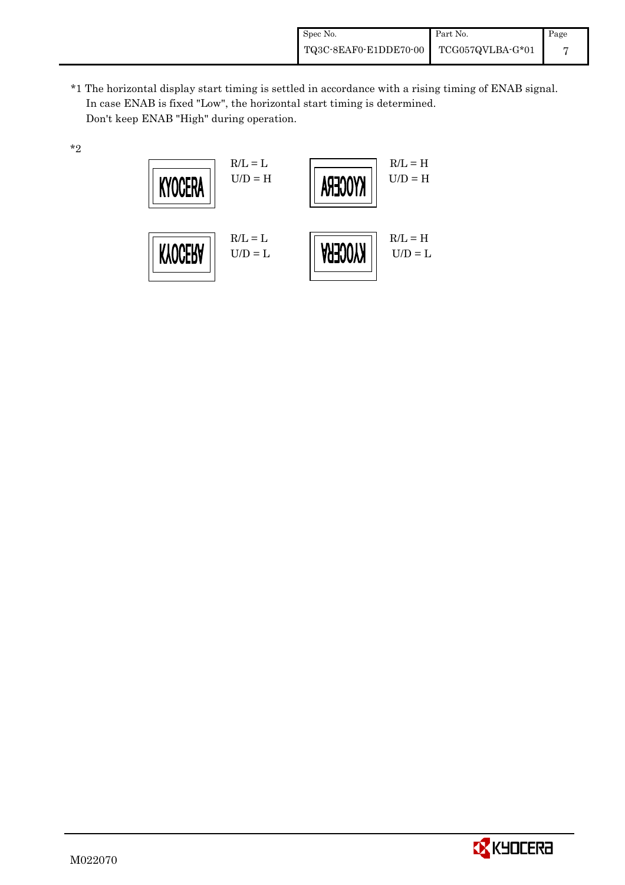*1 The horizontal display start timing is settled in accordance with a rising timing of ENAB signal.
In case ENAB is fixed "Low", the horizontal start timing is determined.
Don't keep ENAB "High" during operation.

*2

| Display | Setting | Display | Setting |
|---|---|---|---|
| KYOCERA | R/L = L<br>U/D = H | KYOCERA (mirrored left-right) | R/L = H<br>U/D = H |
| KYOCERA (flipped upside down) | R/L = L<br>U/D = L | KYOCERA (rotated 180°) | R/L = H<br>U/D = L |

M022070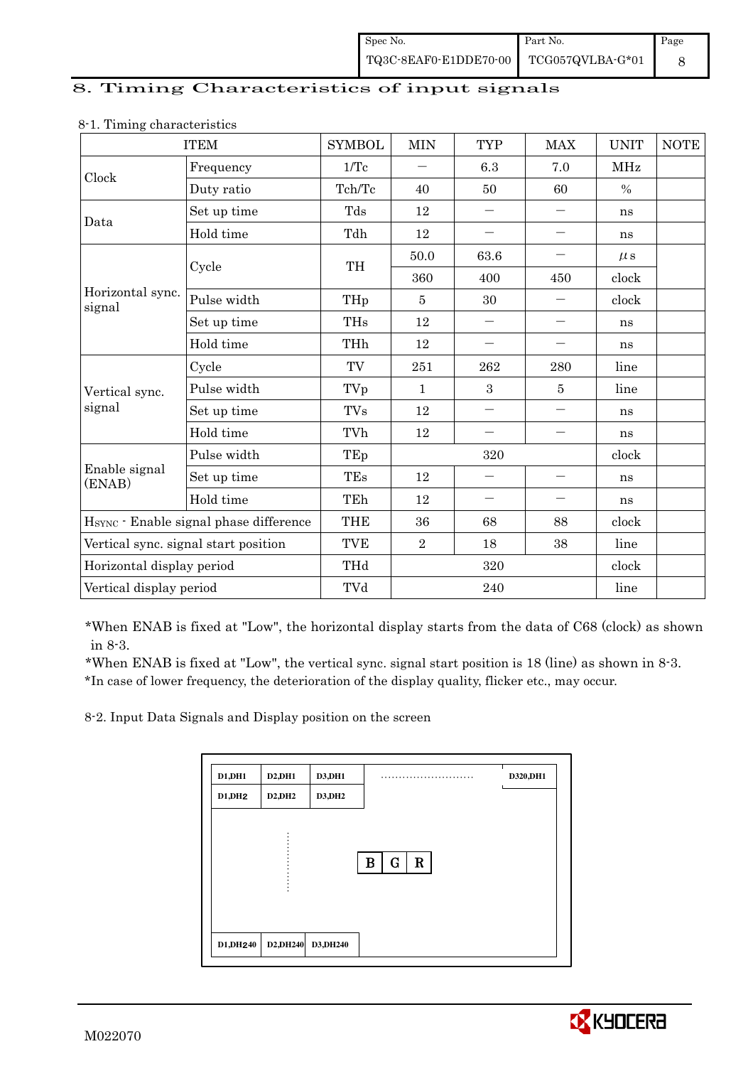# 8. Timing Characteristics of input signals

8-1. Timing characteristics

| ITEM | | SYMBOL | MIN | TYP | MAX | UNIT | NOTE |
|---|---|---|---|---|---|---|---|
| Clock | Frequency | 1/Tc | — | 6.3 | 7.0 | MHz | |
| | Duty ratio | Tch/Tc | 40 | 50 | 60 | % | |
| Data | Set up time | Tds | 12 | — | — | ns | |
| | Hold time | Tdh | 12 | — | — | ns | |
| Horizontal sync. signal | Cycle | TH | 50.0 | 63.6 | — | μs | |
| | | | 360 | 400 | 450 | clock | |
| | Pulse width | THp | 5 | 30 | — | clock | |
| | Set up time | THs | 12 | — | — | ns | |
| | Hold time | THh | 12 | — | — | ns | |
| Vertical sync. signal | Cycle | TV | 251 | 262 | 280 | line | |
| | Pulse width | TVp | 1 | 3 | 5 | line | |
| | Set up time | TVs | 12 | — | — | ns | |
| | Hold time | TVh | 12 | — | — | ns | |
| Enable signal (ENAB) | Pulse width | TEp | | 320 | | clock | |
| | Set up time | TEs | 12 | — | — | ns | |
| | Hold time | TEh | 12 | — | — | ns | |
| HSYNC - Enable signal phase difference | | THE | 36 | 68 | 88 | clock | |
| Vertical sync. signal start position | | TVE | 2 | 18 | 38 | line | |
| Horizontal display period | | THd | | 320 | | clock | |
| Vertical display period | | TVd | | 240 | | line | |

*When ENAB is fixed at "Low", the horizontal display starts from the data of C68 (clock) as shown in 8-3.

*When ENAB is fixed at "Low", the vertical sync. signal start position is 18 (line) as shown in 8-3.

*In case of lower frequency, the deterioration of the display quality, flicker etc., may occur.

8-2. Input Data Signals and Display position on the screen

| D1,DH1 | D2,DH1 | D3,DH1 | ......................... | D320,DH1 |
|---|---|---|---|---|
| D1,DH2 | D2,DH2 | D3,DH2 | | |
| | ⋮ | | B \| G \| R | |
| D1,DH240 | D2,DH240 | D3,DH240 | | |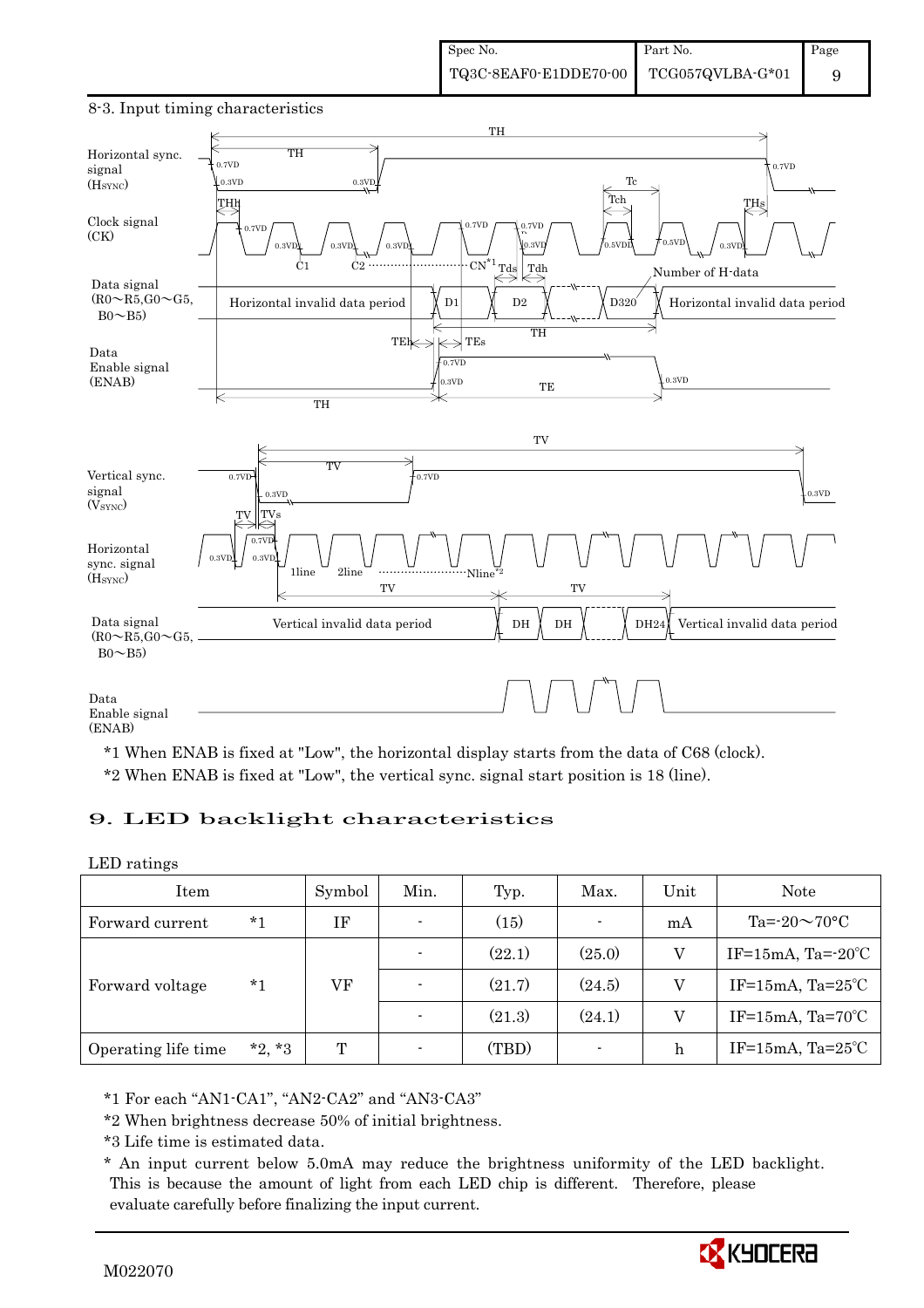8-3. Input timing characteristics

*1 When ENAB is fixed at "Low", the horizontal display starts from the data of C68 (clock).

*2 When ENAB is fixed at "Low", the vertical sync. signal start position is 18 (line).

# 9. LED backlight characteristics

LED ratings

| Item | | Symbol | Min. | Typ. | Max. | Unit | Note |
|---|---|---|---|---|---|---|---|
| Forward current | *1 | IF | - | (15) | - | mA | Ta=-20～70°C |
| Forward voltage | *1 | VF | - | (22.1) | (25.0) | V | IF=15mA, Ta=-20℃ |
| | | | - | (21.7) | (24.5) | V | IF=15mA, Ta=25℃ |
| | | | - | (21.3) | (24.1) | V | IF=15mA, Ta=70℃ |
| Operating life time | *2, *3 | T | - | (TBD) | - | h | IF=15mA, Ta=25℃ |

*1 For each "AN1-CA1", "AN2-CA2" and "AN3-CA3"

*2 When brightness decrease 50% of initial brightness.

*3 Life time is estimated data.

* An input current below 5.0mA may reduce the brightness uniformity of the LED backlight. This is because the amount of light from each LED chip is different. Therefore, please evaluate carefully before finalizing the input current.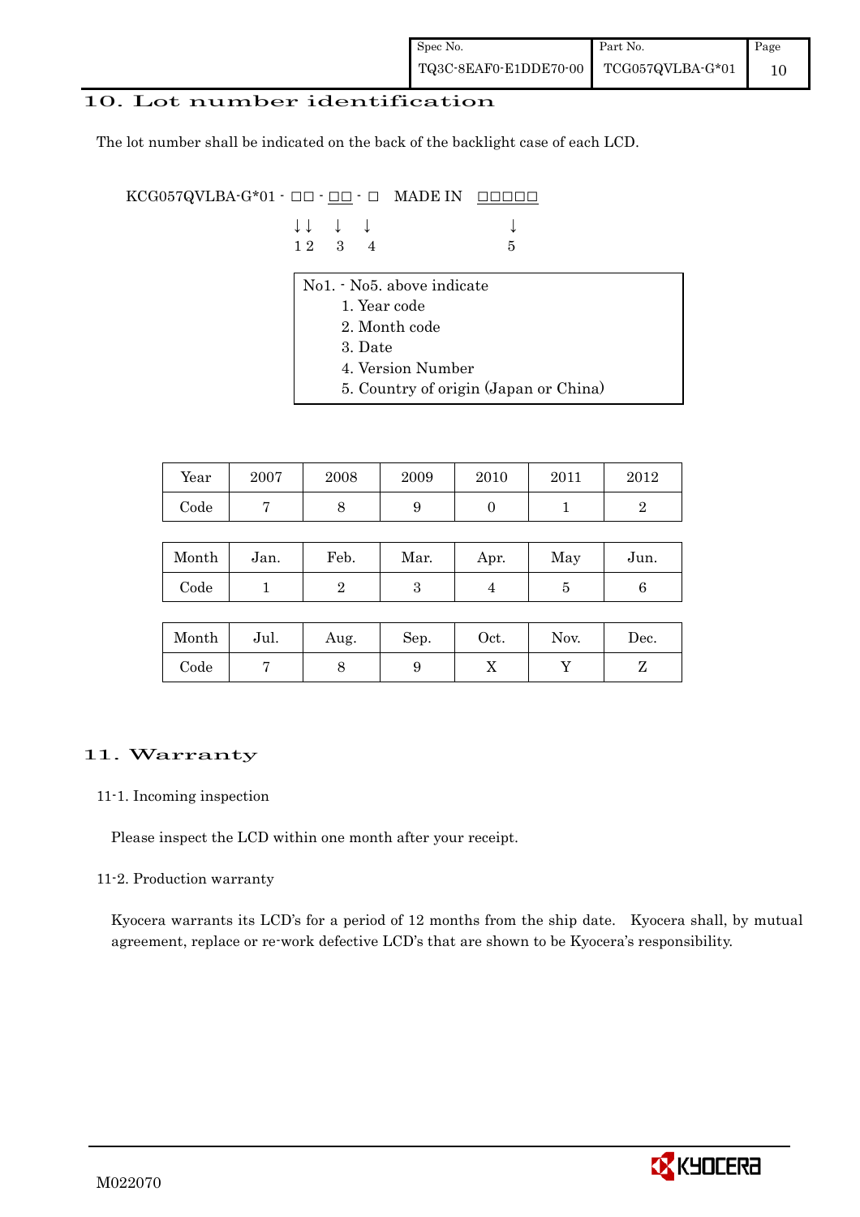## 10. Lot number identification

The lot number shall be indicated on the back of the backlight case of each LCD.

```
KCG057QVLBA-G*01 - □□ - □□ - □   MADE IN  □□□□□
                   ↓↓   ↓   ↓               ↓
                   1 2  3   4               5
```

No1. - No5. above indicate
1. Year code
2. Month code
3. Date
4. Version Number
5. Country of origin (Japan or China)

| Year | 2007 | 2008 | 2009 | 2010 | 2011 | 2012 |
|---|---|---|---|---|---|---|
| Code | 7 | 8 | 9 | 0 | 1 | 2 |

| Month | Jan. | Feb. | Mar. | Apr. | May | Jun. |
|---|---|---|---|---|---|---|
| Code | 1 | 2 | 3 | 4 | 5 | 6 |

| Month | Jul. | Aug. | Sep. | Oct. | Nov. | Dec. |
|---|---|---|---|---|---|---|
| Code | 7 | 8 | 9 | X | Y | Z |

## 11. Warranty

### 11-1. Incoming inspection

Please inspect the LCD within one month after your receipt.

### 11-2. Production warranty

Kyocera warrants its LCD's for a period of 12 months from the ship date. Kyocera shall, by mutual agreement, replace or re-work defective LCD's that are shown to be Kyocera's responsibility.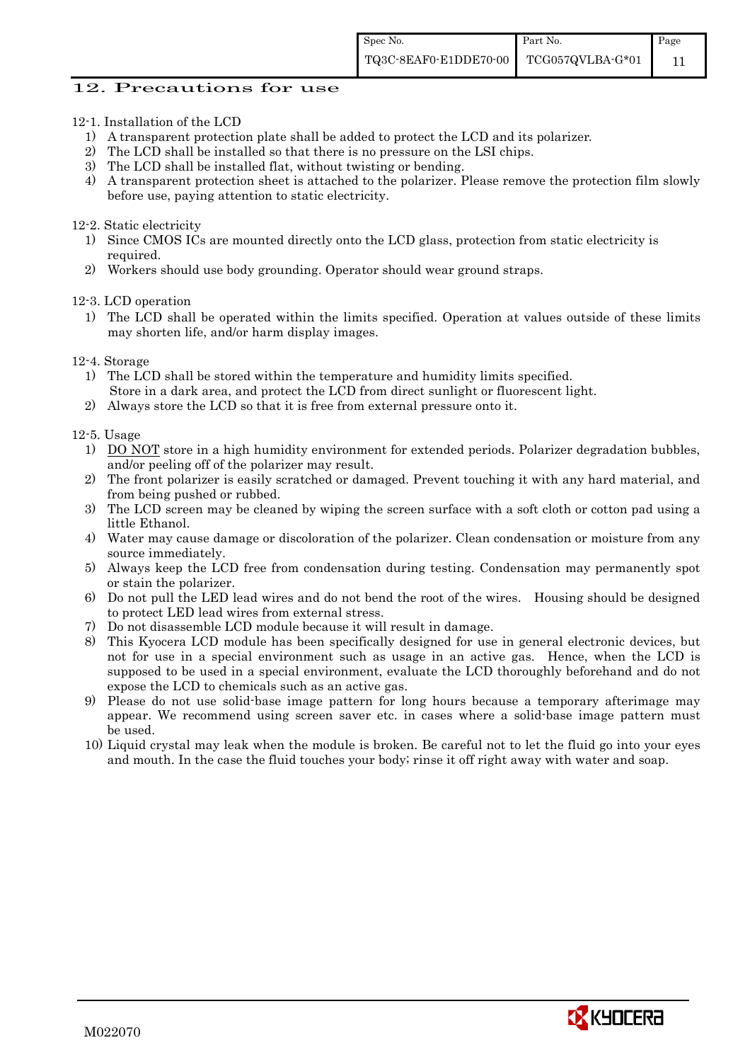## 12. Precautions for use

12-1. Installation of the LCD

1) A transparent protection plate shall be added to protect the LCD and its polarizer.
2) The LCD shall be installed so that there is no pressure on the LSI chips.
3) The LCD shall be installed flat, without twisting or bending.
4) A transparent protection sheet is attached to the polarizer. Please remove the protection film slowly before use, paying attention to static electricity.

12-2. Static electricity

1) Since CMOS ICs are mounted directly onto the LCD glass, protection from static electricity is required.
2) Workers should use body grounding. Operator should wear ground straps.

12-3. LCD operation

1) The LCD shall be operated within the limits specified. Operation at values outside of these limits may shorten life, and/or harm display images.

12-4. Storage

1) The LCD shall be stored within the temperature and humidity limits specified.
   Store in a dark area, and protect the LCD from direct sunlight or fluorescent light.
2) Always store the LCD so that it is free from external pressure onto it.

12-5. Usage

1) DO NOT store in a high humidity environment for extended periods. Polarizer degradation bubbles, and/or peeling off of the polarizer may result.
2) The front polarizer is easily scratched or damaged. Prevent touching it with any hard material, and from being pushed or rubbed.
3) The LCD screen may be cleaned by wiping the screen surface with a soft cloth or cotton pad using a little Ethanol.
4) Water may cause damage or discoloration of the polarizer. Clean condensation or moisture from any source immediately.
5) Always keep the LCD free from condensation during testing. Condensation may permanently spot or stain the polarizer.
6) Do not pull the LED lead wires and do not bend the root of the wires. Housing should be designed to protect LED lead wires from external stress.
7) Do not disassemble LCD module because it will result in damage.
8) This Kyocera LCD module has been specifically designed for use in general electronic devices, but not for use in a special environment such as usage in an active gas. Hence, when the LCD is supposed to be used in a special environment, evaluate the LCD thoroughly beforehand and do not expose the LCD to chemicals such as an active gas.
9) Please do not use solid-base image pattern for long hours because a temporary afterimage may appear. We recommend using screen saver etc. in cases where a solid-base image pattern must be used.
10) Liquid crystal may leak when the module is broken. Be careful not to let the fluid go into your eyes and mouth. In the case the fluid touches your body; rinse it off right away with water and soap.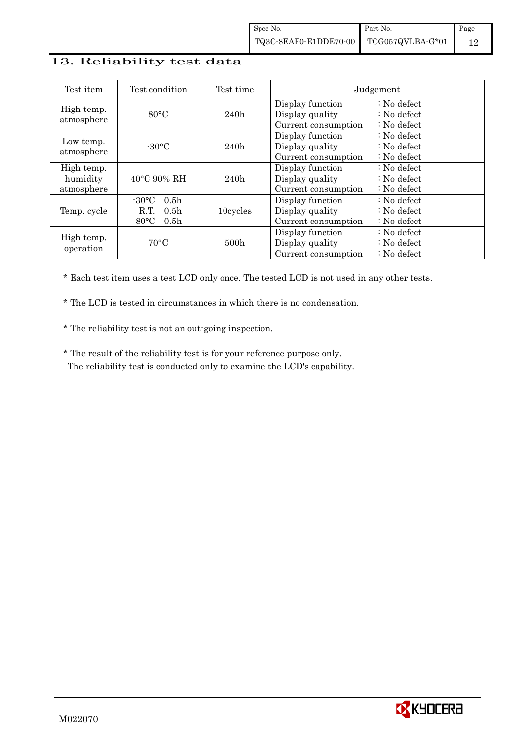## 13. Reliability test data

| Test item | Test condition | Test time | Judgement | |
|---|---|---|---|---|
| High temp. atmosphere | 80°C | 240h | Display function<br>Display quality<br>Current consumption | : No defect<br>: No defect<br>: No defect |
| Low temp. atmosphere | -30°C | 240h | Display function<br>Display quality<br>Current consumption | : No defect<br>: No defect<br>: No defect |
| High temp. humidity atmosphere | 40°C 90% RH | 240h | Display function<br>Display quality<br>Current consumption | : No defect<br>: No defect<br>: No defect |
| Temp. cycle | -30°C 0.5h<br>R.T. 0.5h<br>80°C 0.5h | 10cycles | Display function<br>Display quality<br>Current consumption | : No defect<br>: No defect<br>: No defect |
| High temp. operation | 70°C | 500h | Display function<br>Display quality<br>Current consumption | : No defect<br>: No defect<br>: No defect |

* Each test item uses a test LCD only once. The tested LCD is not used in any other tests.

* The LCD is tested in circumstances in which there is no condensation.

* The reliability test is not an out-going inspection.

* The result of the reliability test is for your reference purpose only.
  The reliability test is conducted only to examine the LCD's capability.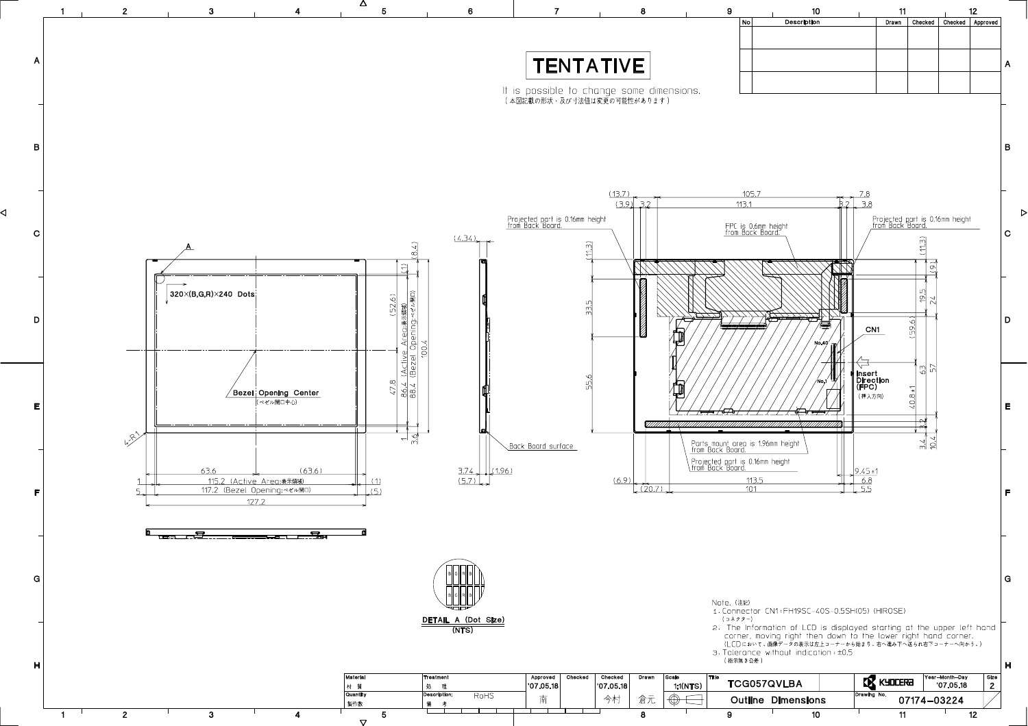**TENTATIVE**

It is possible to change some dimensions.
(本図記載の形状・及び寸法値は変更の可能性があります)

| No | Description | Drawn | Checked | Checked | Approved |
|---|---|---|---|---|---|
| | | | | | |
| | | | | | |
| | | | | | |

A

320×(B,G,R)×240 Dots

Bezel Opening Center
(ベゼル開口中心)

4-R1

63.6　(63.6)

115.2 (Active Area:表示領域)

117.2 (Bezel Opening:ベゼル開口)

127.2

(52.6)　47.8　86.4 (Active Area:表示領域)　88.4 (Bezel Opening:ベゼル開口)　100.4　(8.4)　(1)　1　3.9

(4.34)　3.74　(1.96)　(5.7)

Back Board surface

Projected part is 0.16mm height from Back Board.

FPC is 0.6mm height from Back Board.

Projected part is 0.16mm height from Back Board.

(13.7)　105.7　7.8　(3.9)　3.2　113.1　3.2　3.8

(11.3)　33.5　55.6

CN1

No.40

No.1

Insert Direction (FPC)
(挿入方向)

(11.3)　(9)　19.5　24　(59.6)　63　57　40.8±1　3.2　3.4　10.4

Parts mount area is 1.96mm height from Back Board.

Projected part is 0.16mm height from Back Board.

(6.9)　113.5　(20.7)　101　9.45±1　6.8　5.5

DETAIL A (Dot Size)
(NTS)

Note. (注記)

1. Connector CN1: FH19SC-40S-0.5SH(05) (HIROSE)
   (コネクター)
2. The information of LCD is displayed starting at the upper left hand corner, moving right then down to the lower right hand corner.
   (LCDにおいて、画像データの表示は左上コーナーから始まり、右へ進み下へ送られ右下コーナーへ向かう。)
3. Tolerance without indication: ±0.5
   (指示無き公差)

| Material 材質 | Treatment 処理 | Approved | Checked | Checked | Drawn | Scale | Title | | Year-Month-Day | Size |
|---|---|---|---|---|---|---|---|---|---|---|
| | | '07.05.18 | | '07.05.18 | | 1:1(NTS) | TCG057QVLBA | KYOCERA | '07.05.18 | 2 |
| Quantity 製作数 | Description: 備考 RoHS | 南 | | 今村 | 倉元 | | Outline Dimensions | Drawing No. | 07174-03224 | |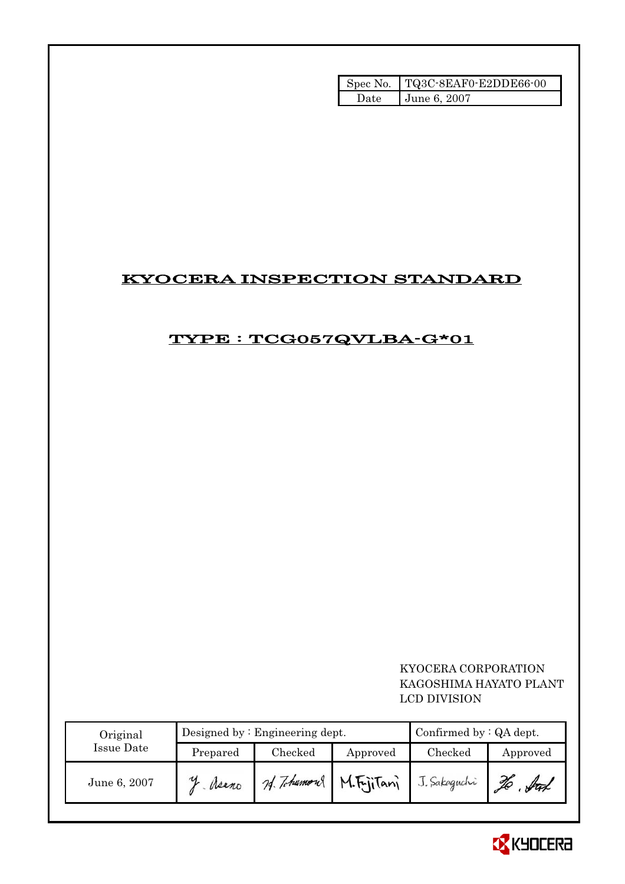| Spec No. | TQ3C-8EAF0-E2DDE66-00 |
| --- | --- |
| Date | June 6, 2007 |

# KYOCERA INSPECTION STANDARD

## TYPE : TCG057QVLBA-G*01

KYOCERA CORPORATION
KAGOSHIMA HAYATO PLANT
LCD DIVISION

| Original Issue Date | Designed by : Engineering dept. | | | Confirmed by : QA dept. | |
| --- | --- | --- | --- | --- | --- |
| | Prepared | Checked | Approved | Checked | Approved |
| June 6, 2007 | Y. Asano | H. Tokumoru | M. Fujitani | J. Sakaguchi | Ho. Itoh |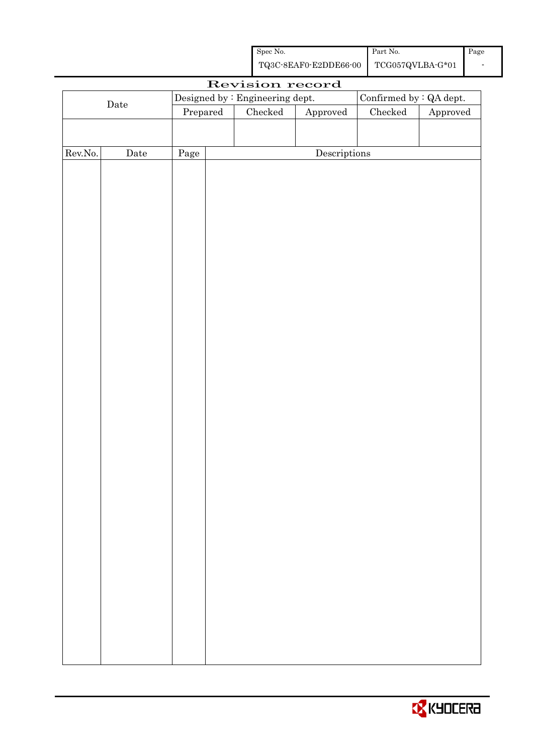# Revision record

| Date | Designed by : Engineering dept. | | | Confirmed by : QA dept. | |
|---|---|---|---|---|---|
| | Prepared | Checked | Approved | Checked | Approved |
| | | | | | |

| Rev.No. | Date | Page | Descriptions |
|---|---|---|---|
| | | | |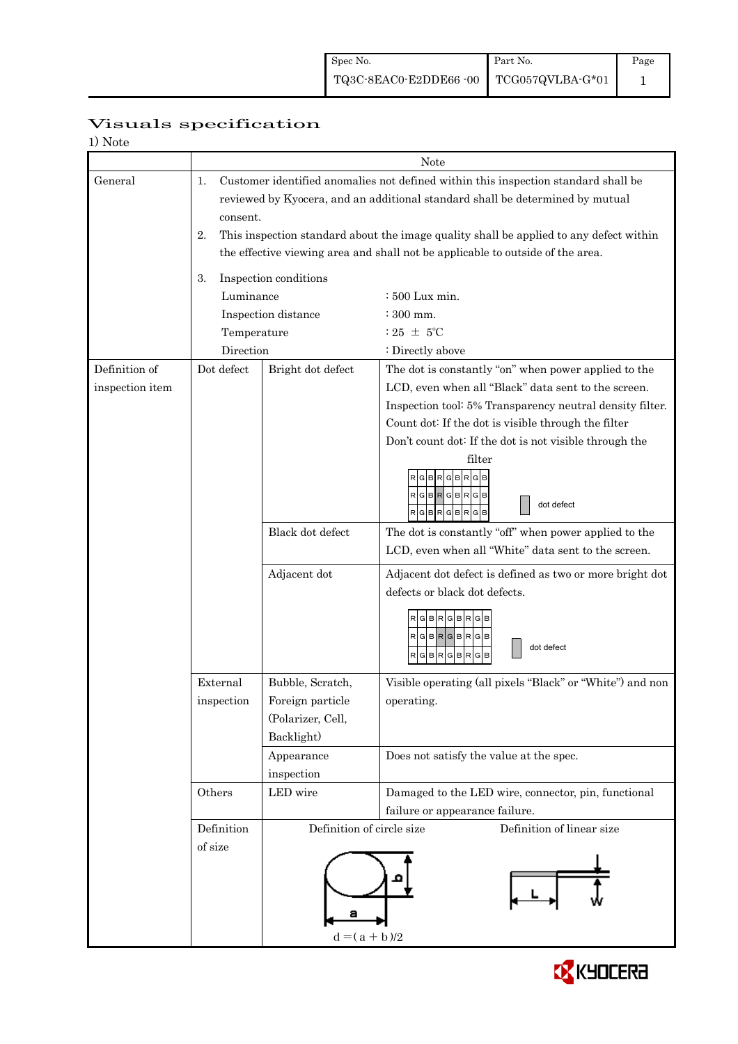| Spec No. | Part No. | Page |
|---|---|---|
| TQ3C-8EAC0-E2DDE66 -00 | TCG057QVLBA-G*01 | 1 |

# Visuals specification

1) Note

| | Note | | |
|---|---|---|---|
| General | 1. Customer identified anomalies not defined within this inspection standard shall be reviewed by Kyocera, and an additional standard shall be determined by mutual consent.<br>2. This inspection standard about the image quality shall be applied to any defect within the effective viewing area and shall not be applicable to outside of the area.<br>3. Inspection conditions<br>Luminance : 500 Lux min.<br>Inspection distance : 300 mm.<br>Temperature : 25 ± 5℃<br>Direction : Directly above | | |
| Definition of inspection item | Dot defect | Bright dot defect | The dot is constantly "on" when power applied to the LCD, even when all "Black" data sent to the screen.<br>Inspection tool: 5% Transparency neutral density filter.<br>Count dot: If the dot is visible through the filter<br>Don't count dot: If the dot is not visible through the filter<br>(RGB pixel diagram: dot defect) |
| | | Black dot defect | The dot is constantly "off" when power applied to the LCD, even when all "White" data sent to the screen. |
| | | Adjacent dot | Adjacent dot defect is defined as two or more bright dot defects or black dot defects.<br>(RGB pixel diagram: dot defect) |
| | External inspection | Bubble, Scratch, Foreign particle (Polarizer, Cell, Backlight) | Visible operating (all pixels "Black" or "White") and non operating. |
| | | Appearance inspection | Does not satisfy the value at the spec. |
| | Others | LED wire | Damaged to the LED wire, connector, pin, functional failure or appearance failure. |
| | Definition of size | Definition of circle size<br>$d = (a + b)/2$ | Definition of linear size (L, W) |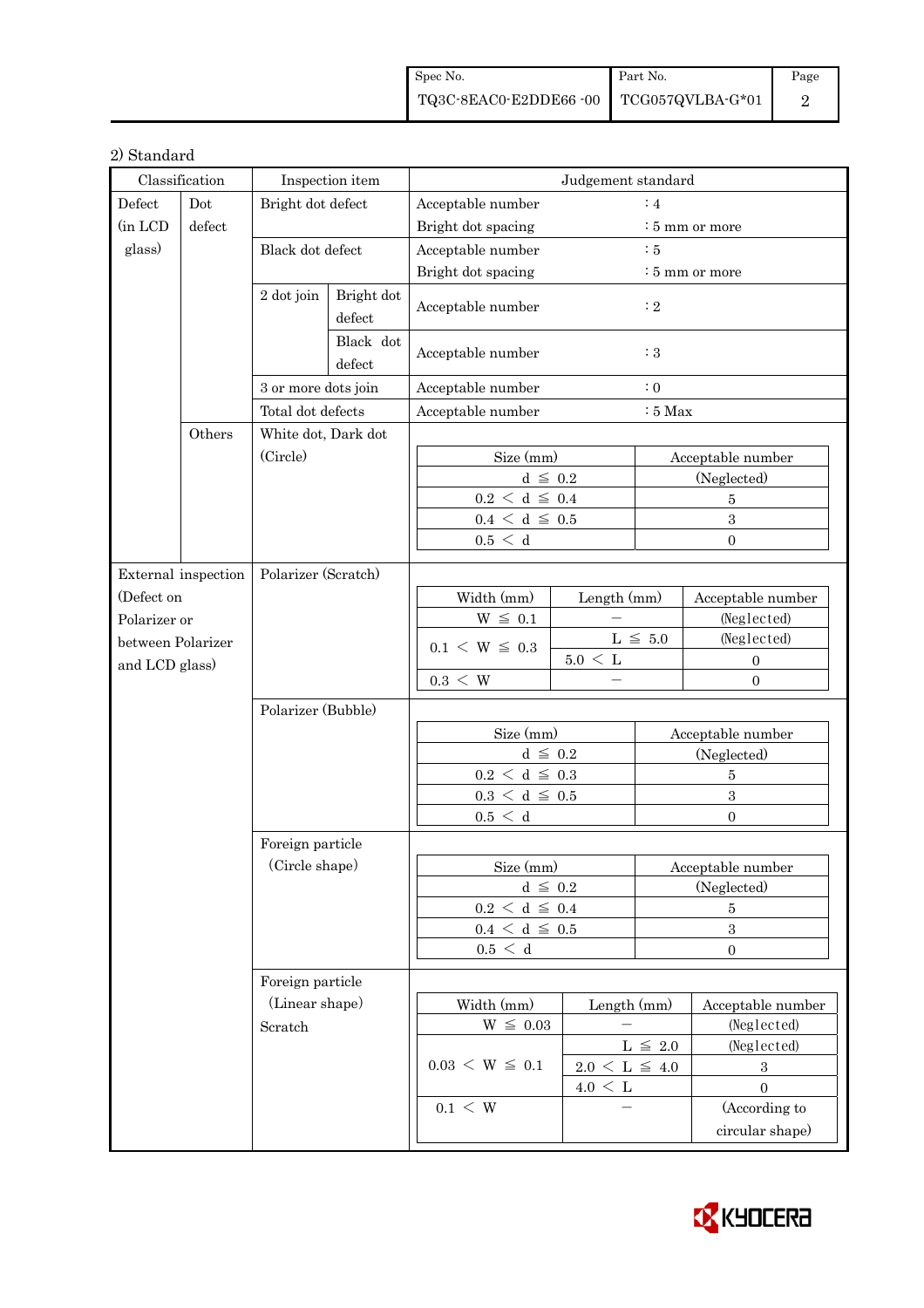2) Standard

| Classification | | Inspection item | | Judgement standard |
|---|---|---|---|---|
| Defect (in LCD glass) | Dot defect | Bright dot defect | | Acceptable number : 4<br>Bright dot spacing : 5 mm or more |
| | | Black dot defect | | Acceptable number : 5<br>Bright dot spacing : 5 mm or more |
| | | 2 dot join | Bright dot defect | Acceptable number : 2 |
| | | | Black dot defect | Acceptable number : 3 |
| | | 3 or more dots join | | Acceptable number : 0 |
| | | Total dot defects | | Acceptable number : 5 Max |
| | Others | White dot, Dark dot (Circle) | | See table below |
| External inspection (Defect on Polarizer or between Polarizer and LCD glass) | | Polarizer (Scratch) | | See table below |
| | | Polarizer (Bubble) | | See table below |
| | | Foreign particle (Circle shape) | | See table below |
| | | Foreign particle (Linear shape) Scratch | | See table below |

White dot, Dark dot (Circle)

| Size (mm) | Acceptable number |
|---|---|
| d ≦ 0.2 | (Neglected) |
| 0.2 ＜ d ≦ 0.4 | 5 |
| 0.4 ＜ d ≦ 0.5 | 3 |
| 0.5 ＜ d | 0 |

Polarizer (Scratch)

| Width (mm) | Length (mm) | Acceptable number |
|---|---|---|
| W ≦ 0.1 | − | (Neglected) |
| 0.1 ＜ W ≦ 0.3 | L ≦ 5.0 | (Neglected) |
| | 5.0 ＜ L | 0 |
| 0.3 ＜ W | − | 0 |

Polarizer (Bubble)

| Size (mm) | Acceptable number |
|---|---|
| d ≦ 0.2 | (Neglected) |
| 0.2 ＜ d ≦ 0.3 | 5 |
| 0.3 ＜ d ≦ 0.5 | 3 |
| 0.5 ＜ d | 0 |

Foreign particle (Circle shape)

| Size (mm) | Acceptable number |
|---|---|
| d ≦ 0.2 | (Neglected) |
| 0.2 ＜ d ≦ 0.4 | 5 |
| 0.4 ＜ d ≦ 0.5 | 3 |
| 0.5 ＜ d | 0 |

Foreign particle (Linear shape) Scratch

| Width (mm) | Length (mm) | Acceptable number |
|---|---|---|
| W ≦ 0.03 | − | (Neglected) |
| 0.03 ＜ W ≦ 0.1 | L ≦ 2.0 | (Neglected) |
| | 2.0 ＜ L ≦ 4.0 | 3 |
| | 4.0 ＜ L | 0 |
| 0.1 ＜ W | − | (According to circular shape) |